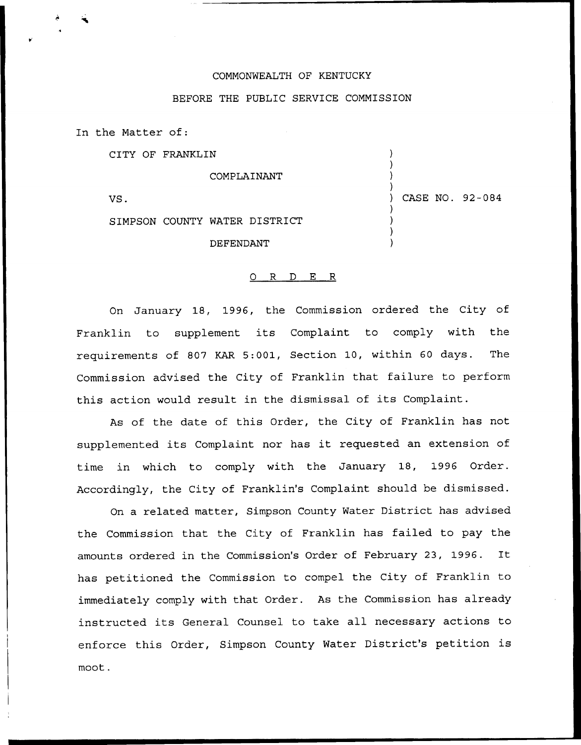COMMONWEALTH OF KENTUCKY

BEFORE THE PUBLIC SERVICE COMMISSION

In the Matter of:

CITY OF FRANKLIN

COMPLAINANT

VS.

SIMPSON COUNTY WATER DISTRICT

DEFENDANT

) CASE NO. 92-084

# O R D E R

On January 18, 1996, the Commission ordered the City of Franklin to supplement its Complaint to comply with the requirements of 807 KAR 5:001, Section 10, within 60 days. The Commission advised the City of Franklin that failure to perform this action would result in the dismissal of its Complaint.

As of the date of this Order, the City of Franklin has not supplemented its Complaint nor has it requested an extension of time in which to comply with the January 18, 1996 Order. Accordingly, the City of Franklin's Complaint should be dismissed.

On a related matter, Simpson County Water District has advised the Commission that the City of Franklin has failed to pay the amounts ordered in the Commission's Order of February 23, 1996. It has petitioned the Commission to compel the City of Franklin to immediately comply with that Order. As the Commission has already instructed its General Counsel to take all necessary actions to enforce this Order, Simpson County Water District's petition is moot.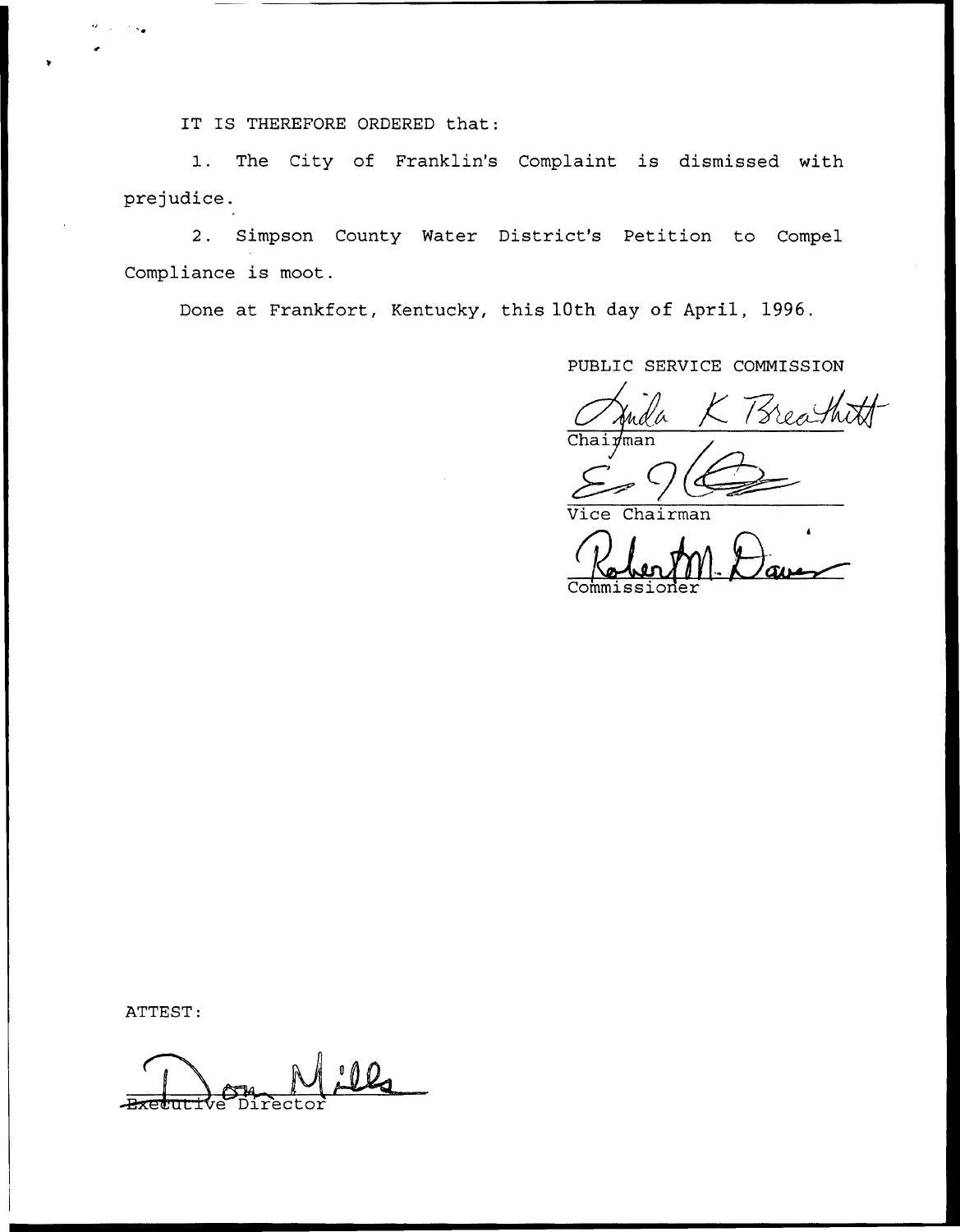IT IS THEREFORE ORDERED that:

1. The City of Franklin's Complaint is dismissed with prejudice.

2. Simpson County Water District's Petition to Compel Compliance is moot.

Done at Frankfort, Kentucky, this 10th day of April, 1996.

PUBLIC SERVICE COMMISSION

Chairman

Vice Chairman

Commissioner

ATTEST:

Executive Director